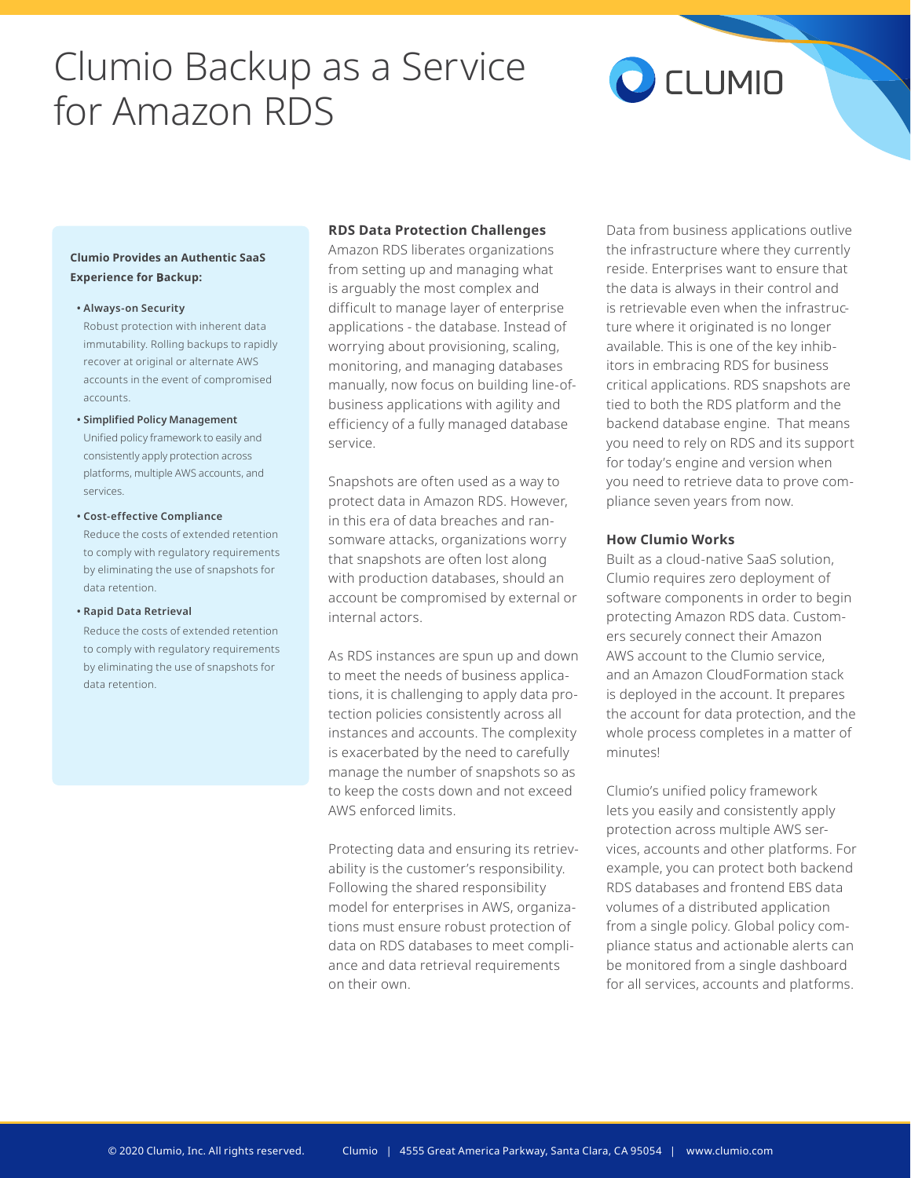# Clumio Backup as a Service for Amazon RDS

**Clumio Provides an Authentic SaaS Experience for Backup:**

- **Always-on Security**
  Robust protection with inherent data immutability. Rolling backups to rapidly recover at original or alternate AWS accounts in the event of compromised accounts.
- **Simplified Policy Management**
  Unified policy framework to easily and consistently apply protection across platforms, multiple AWS accounts, and services.
- **Cost-effective Compliance**
  Reduce the costs of extended retention to comply with regulatory requirements by eliminating the use of snapshots for data retention.
- **Rapid Data Retrieval**
  Reduce the costs of extended retention to comply with regulatory requirements by eliminating the use of snapshots for data retention.

**RDS Data Protection Challenges**

Amazon RDS liberates organizations from setting up and managing what is arguably the most complex and difficult to manage layer of enterprise applications - the database. Instead of worrying about provisioning, scaling, monitoring, and managing databases manually, now focus on building line-of-business applications with agility and efficiency of a fully managed database service.

Snapshots are often used as a way to protect data in Amazon RDS. However, in this era of data breaches and ransomware attacks, organizations worry that snapshots are often lost along with production databases, should an account be compromised by external or internal actors.

As RDS instances are spun up and down to meet the needs of business applications, it is challenging to apply data protection policies consistently across all instances and accounts. The complexity is exacerbated by the need to carefully manage the number of snapshots so as to keep the costs down and not exceed AWS enforced limits.

Protecting data and ensuring its retrievability is the customer's responsibility. Following the shared responsibility model for enterprises in AWS, organizations must ensure robust protection of data on RDS databases to meet compliance and data retrieval requirements on their own.

Data from business applications outlive the infrastructure where they currently reside. Enterprises want to ensure that the data is always in their control and is retrievable even when the infrastructure where it originated is no longer available. This is one of the key inhibitors in embracing RDS for business critical applications. RDS snapshots are tied to both the RDS platform and the backend database engine. That means you need to rely on RDS and its support for today's engine and version when you need to retrieve data to prove compliance seven years from now.

**How Clumio Works**

Built as a cloud-native SaaS solution, Clumio requires zero deployment of software components in order to begin protecting Amazon RDS data. Customers securely connect their Amazon AWS account to the Clumio service, and an Amazon CloudFormation stack is deployed in the account. It prepares the account for data protection, and the whole process completes in a matter of minutes!

Clumio's unified policy framework lets you easily and consistently apply protection across multiple AWS services, accounts and other platforms. For example, you can protect both backend RDS databases and frontend EBS data volumes of a distributed application from a single policy. Global policy compliance status and actionable alerts can be monitored from a single dashboard for all services, accounts and platforms.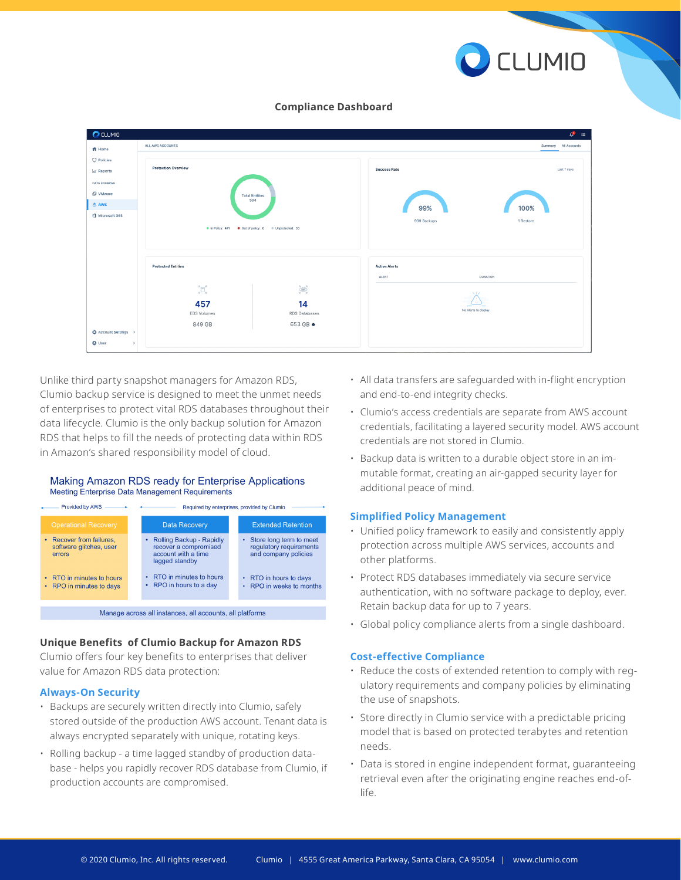## Compliance Dashboard

Unlike third party snapshot managers for Amazon RDS, Clumio backup service is designed to meet the unmet needs of enterprises to protect vital RDS databases throughout their data lifecycle. Clumio is the only backup solution for Amazon RDS that helps to fill the needs of protecting data within RDS in Amazon's shared responsibility model of cloud.

### Making Amazon RDS ready for Enterprise Applications

Meeting Enterprise Data Management Requirements

| Provided by AWS | Required by enterprises, provided by Clumio | |
|---|---|---|
| **Operational Recovery** | **Data Recovery** | **Extended Retention** |
| • Recover from failures, software glitches, user errors<br>• RTO in minutes to hours<br>• RPO in minutes to days | • Rolling Backup - Rapidly recover a compromised account with a time lagged standby<br>• RTO in minutes to hours<br>• RPO in hours to a day | • Store long term to meet regulatory requirements and company policies<br>• RTO in hours to days<br>• RPO in weeks to months |
| Manage across all instances, all accounts, all platforms | | |

### Unique Benefits of Clumio Backup for Amazon RDS

Clumio offers four key benefits to enterprises that deliver value for Amazon RDS data protection:

### Always-On Security

- Backups are securely written directly into Clumio, safely stored outside of the production AWS account. Tenant data is always encrypted separately with unique, rotating keys.
- Rolling backup - a time lagged standby of production database - helps you rapidly recover RDS database from Clumio, if production accounts are compromised.
- All data transfers are safeguarded with in-flight encryption and end-to-end integrity checks.
- Clumio's access credentials are separate from AWS account credentials, facilitating a layered security model. AWS account credentials are not stored in Clumio.
- Backup data is written to a durable object store in an immutable format, creating an air-gapped security layer for additional peace of mind.

### Simplified Policy Management

- Unified policy framework to easily and consistently apply protection across multiple AWS services, accounts and other platforms.
- Protect RDS databases immediately via secure service authentication, with no software package to deploy, ever. Retain backup data for up to 7 years.
- Global policy compliance alerts from a single dashboard.

### Cost-effective Compliance

- Reduce the costs of extended retention to comply with regulatory requirements and company policies by eliminating the use of snapshots.
- Store directly in Clumio service with a predictable pricing model that is based on protected terabytes and retention needs.
- Data is stored in engine independent format, guaranteeing retrieval even after the originating engine reaches end-of-life.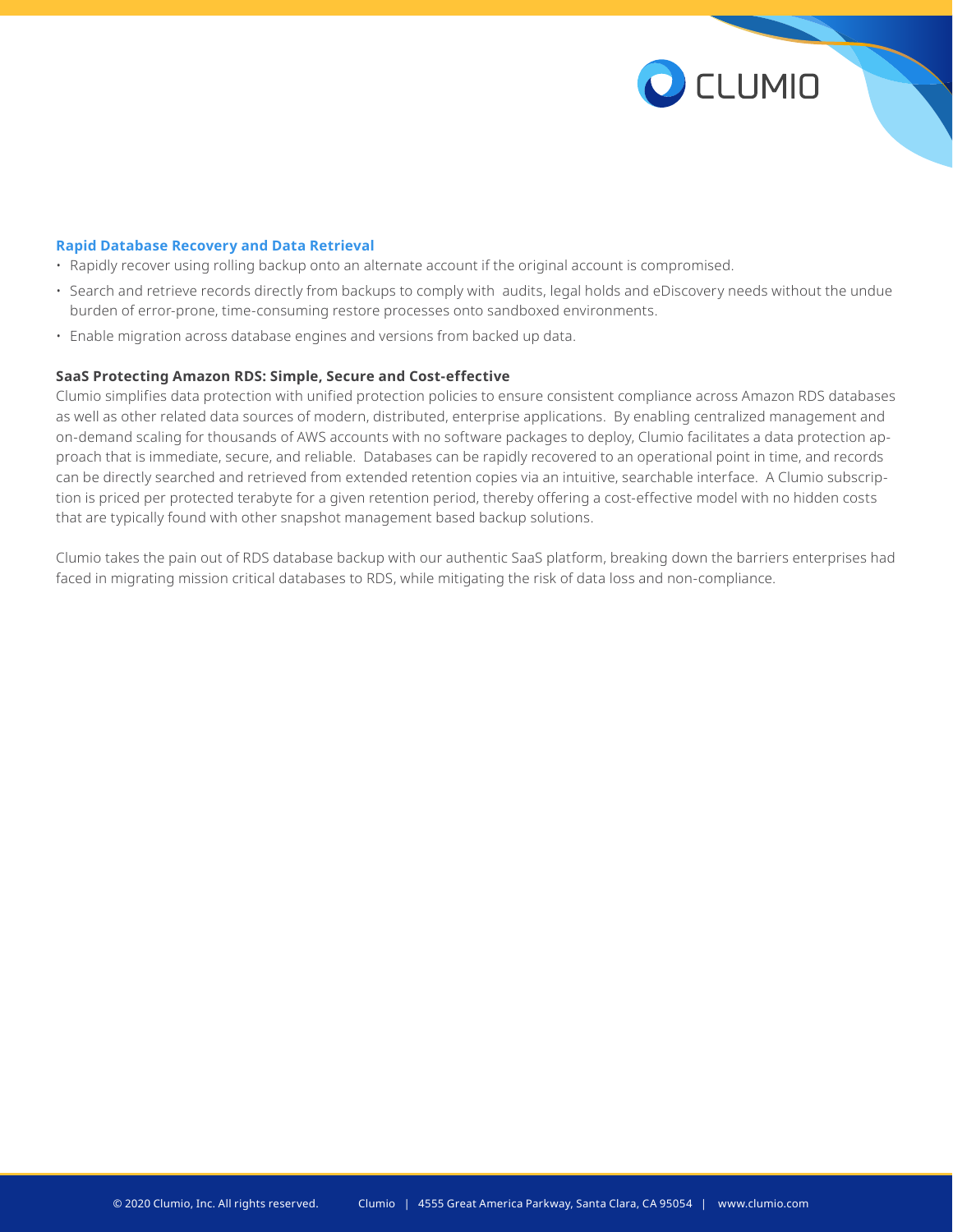### Rapid Database Recovery and Data Retrieval

- Rapidly recover using rolling backup onto an alternate account if the original account is compromised.
- Search and retrieve records directly from backups to comply with audits, legal holds and eDiscovery needs without the undue burden of error-prone, time-consuming restore processes onto sandboxed environments.
- Enable migration across database engines and versions from backed up data.

### SaaS Protecting Amazon RDS: Simple, Secure and Cost-effective

Clumio simplifies data protection with unified protection policies to ensure consistent compliance across Amazon RDS databases as well as other related data sources of modern, distributed, enterprise applications. By enabling centralized management and on-demand scaling for thousands of AWS accounts with no software packages to deploy, Clumio facilitates a data protection approach that is immediate, secure, and reliable. Databases can be rapidly recovered to an operational point in time, and records can be directly searched and retrieved from extended retention copies via an intuitive, searchable interface. A Clumio subscription is priced per protected terabyte for a given retention period, thereby offering a cost-effective model with no hidden costs that are typically found with other snapshot management based backup solutions.

Clumio takes the pain out of RDS database backup with our authentic SaaS platform, breaking down the barriers enterprises had faced in migrating mission critical databases to RDS, while mitigating the risk of data loss and non-compliance.